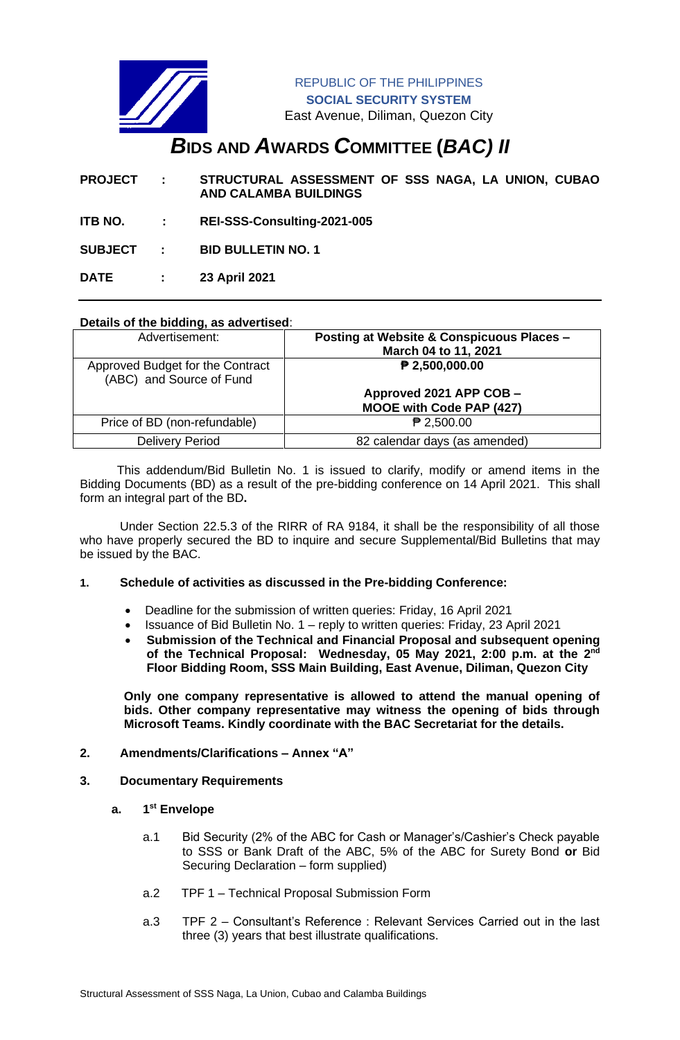REPUBLIC OF THE PHILIPPINES
**SOCIAL SECURITY SYSTEM**
East Avenue, Diliman, Quezon City

# *B*IDS AND *A*WARDS *C*OMMITTEE (*BAC) II*

**PROJECT** : **STRUCTURAL ASSESSMENT OF SSS NAGA, LA UNION, CUBAO AND CALAMBA BUILDINGS**

**ITB NO.** : **REI-SSS-Consulting-2021-005**

**SUBJECT** : **BID BULLETIN NO. 1**

**DATE** : **23 April 2021**

---

**Details of the bidding, as advertised**:

| Advertisement: | **Posting at Website & Conspicuous Places – March 04 to 11, 2021** |
|---|---|
| Approved Budget for the Contract (ABC) and Source of Fund | **₱ 2,500,000.00** <br><br> **Approved 2021 APP COB – MOOE with Code PAP (427)** |
| Price of BD (non-refundable) | ₱ 2,500.00 |
| Delivery Period | 82 calendar days (as amended) |

This addendum/Bid Bulletin No. 1 is issued to clarify, modify or amend items in the Bidding Documents (BD) as a result of the pre-bidding conference on 14 April 2021. This shall form an integral part of the BD**.**

Under Section 22.5.3 of the RIRR of RA 9184, it shall be the responsibility of all those who have properly secured the BD to inquire and secure Supplemental/Bid Bulletins that may be issued by the BAC.

**1. Schedule of activities as discussed in the Pre-bidding Conference:**

- Deadline for the submission of written queries: Friday, 16 April 2021
- Issuance of Bid Bulletin No. 1 – reply to written queries: Friday, 23 April 2021
- **Submission of the Technical and Financial Proposal and subsequent opening of the Technical Proposal: Wednesday, 05 May 2021, 2:00 p.m. at the 2nd Floor Bidding Room, SSS Main Building, East Avenue, Diliman, Quezon City**

**Only one company representative is allowed to attend the manual opening of bids. Other company representative may witness the opening of bids through Microsoft Teams. Kindly coordinate with the BAC Secretariat for the details.**

**2. Amendments/Clarifications – Annex "A"**

**3. Documentary Requirements**

**a. 1st Envelope**

a.1 Bid Security (2% of the ABC for Cash or Manager's/Cashier's Check payable to SSS or Bank Draft of the ABC, 5% of the ABC for Surety Bond **or** Bid Securing Declaration – form supplied)

a.2 TPF 1 – Technical Proposal Submission Form

a.3 TPF 2 – Consultant's Reference : Relevant Services Carried out in the last three (3) years that best illustrate qualifications.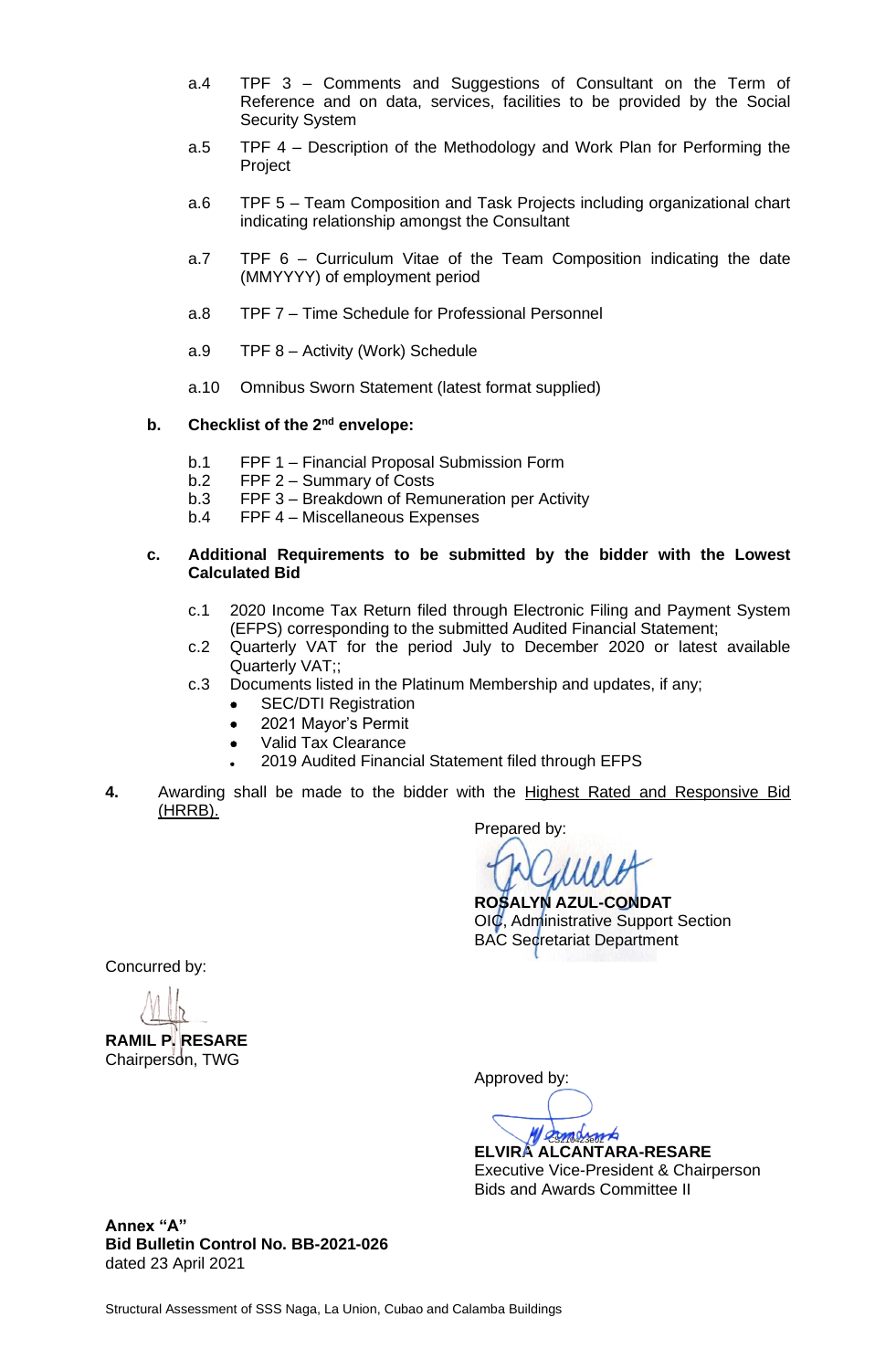a.4 TPF 3 – Comments and Suggestions of Consultant on the Term of Reference and on data, services, facilities to be provided by the Social Security System

a.5 TPF 4 – Description of the Methodology and Work Plan for Performing the Project

a.6 TPF 5 – Team Composition and Task Projects including organizational chart indicating relationship amongst the Consultant

a.7 TPF 6 – Curriculum Vitae of the Team Composition indicating the date (MMYYYY) of employment period

a.8 TPF 7 – Time Schedule for Professional Personnel

a.9 TPF 8 – Activity (Work) Schedule

a.10 Omnibus Sworn Statement (latest format supplied)

**b. Checklist of the 2nd envelope:**

b.1 FPF 1 – Financial Proposal Submission Form
b.2 FPF 2 – Summary of Costs
b.3 FPF 3 – Breakdown of Remuneration per Activity
b.4 FPF 4 – Miscellaneous Expenses

**c. Additional Requirements to be submitted by the bidder with the Lowest Calculated Bid**

c.1 2020 Income Tax Return filed through Electronic Filing and Payment System (EFPS) corresponding to the submitted Audited Financial Statement;
c.2 Quarterly VAT for the period July to December 2020 or latest available Quarterly VAT;;
c.3 Documents listed in the Platinum Membership and updates, if any;
- SEC/DTI Registration
- 2021 Mayor's Permit
- Valid Tax Clearance
- 2019 Audited Financial Statement filed through EFPS

**4.** Awarding shall be made to the bidder with the Highest Rated and Responsive Bid (HRRB).

Prepared by:

**ROSALYN AZUL-CONDAT**
OIC, Administrative Support Section
BAC Secretariat Department

Concurred by:

**RAMIL P. RESARE**
Chairperson, TWG

Approved by:

**ELVIRA ALCANTARA-RESARE**
Executive Vice-President & Chairperson
Bids and Awards Committee II

**Annex "A"**
**Bid Bulletin Control No. BB-2021-026**
dated 23 April 2021

Structural Assessment of SSS Naga, La Union, Cubao and Calamba Buildings